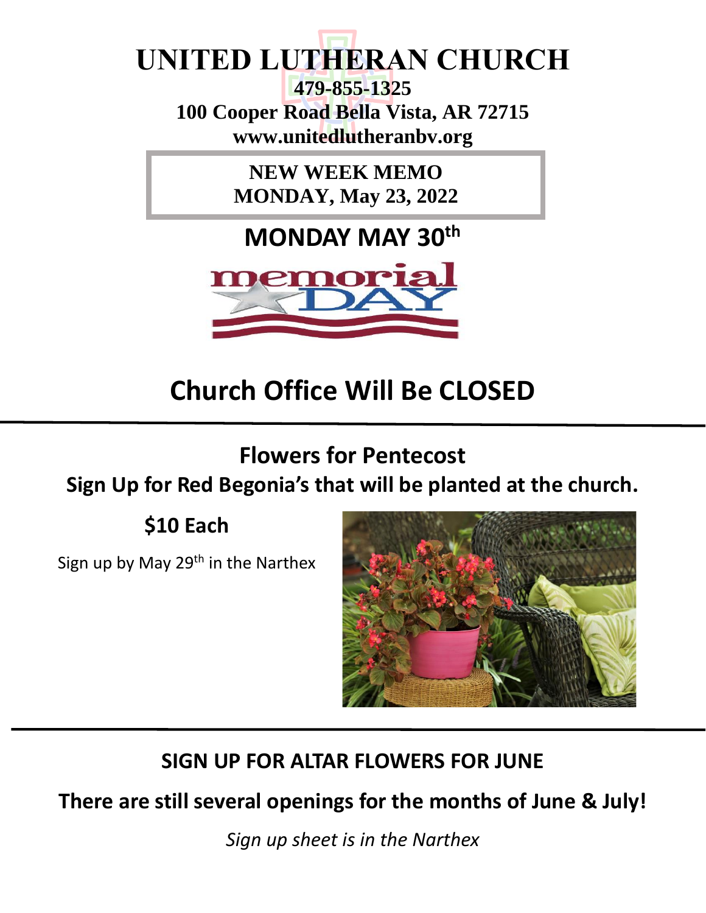# UNITED LUTHERAN CHURCH

**479-855-1325**

**100 Cooper Road Bella Vista, AR 72715**

**www.unitedlutheranbv.org**

**NEW WEEK MEMO**
**MONDAY, May 23, 2022**

## MONDAY MAY 30th

memorial DAY

## Church Office Will Be CLOSED

---

## Flowers for Pentecost

**Sign Up for Red Begonia's that will be planted at the church.**

**$10 Each**

Sign up by May 29th in the Narthex

---

## SIGN UP FOR ALTAR FLOWERS FOR JUNE

**There are still several openings for the months of June & July!**

*Sign up sheet is in the Narthex*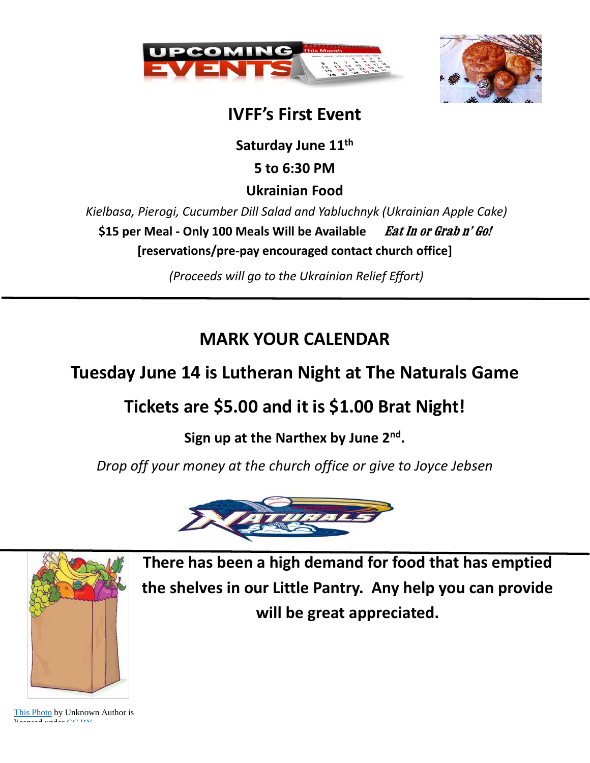## IVFF's First Event

**Saturday June 11th**

**5 to 6:30 PM**

**Ukrainian Food**

*Kielbasa, Pierogi, Cucumber Dill Salad and Yabluchnyk (Ukrainian Apple Cake)*

**$15 per Meal - Only 100 Meals Will be Available** ***Eat In or Grab n' Go!***

**[reservations/pre-pay encouraged contact church office]**

*(Proceeds will go to the Ukrainian Relief Effort)*

---

## MARK YOUR CALENDAR

## Tuesday June 14 is Lutheran Night at The Naturals Game

## Tickets are $5.00 and it is $1.00 Brat Night!

**Sign up at the Narthex by June 2nd.**

*Drop off your money at the church office or give to Joyce Jebsen*

---

**There has been a high demand for food that has emptied the shelves in our Little Pantry. Any help you can provide will be great appreciated.**

This Photo by Unknown Author is licensed under CC BY